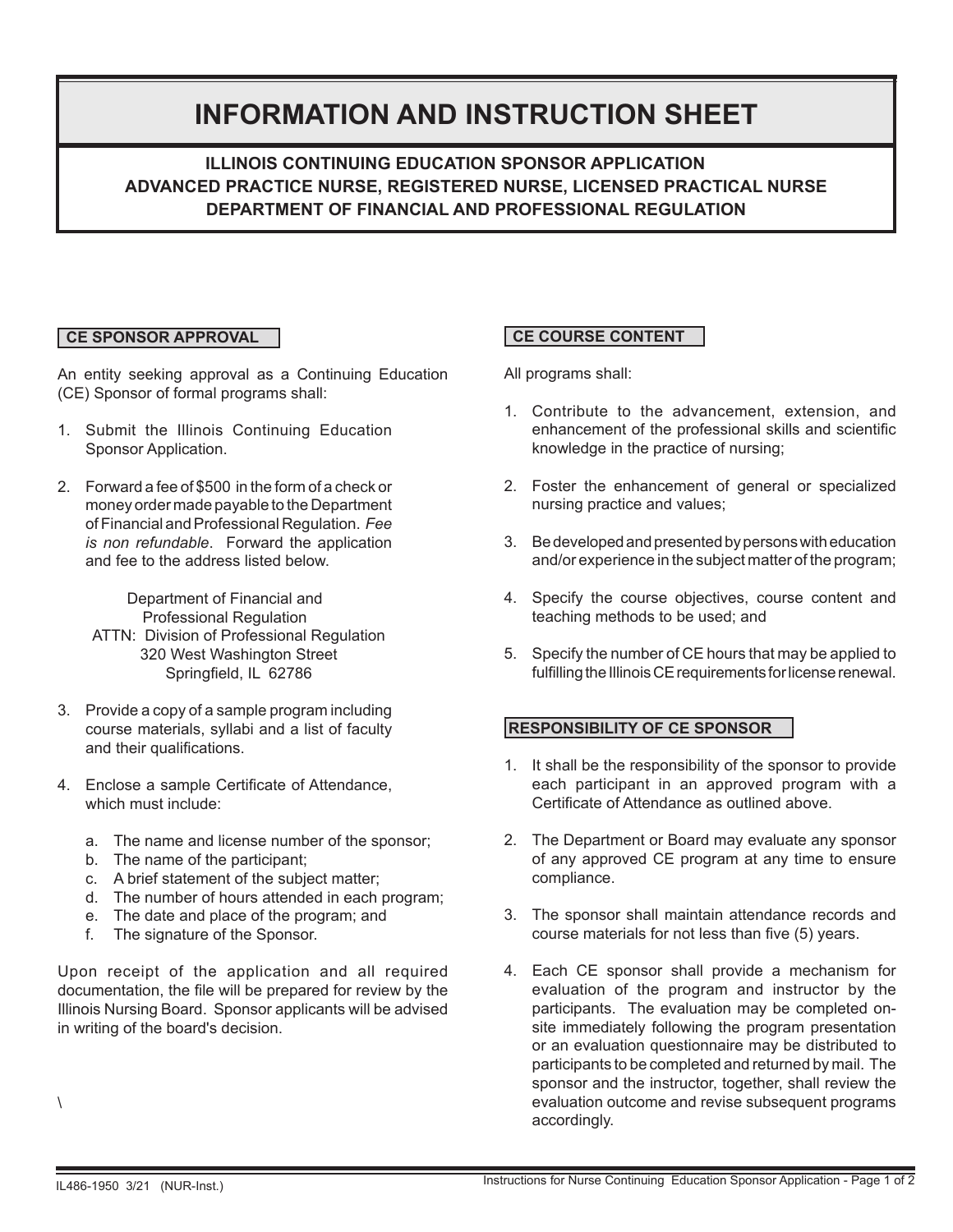# INFORMATION AND INSTRUCTION SHEET

## ILLINOIS CONTINUING EDUCATION SPONSOR APPLICATION
## ADVANCED PRACTICE NURSE, REGISTERED NURSE, LICENSED PRACTICAL NURSE
## DEPARTMENT OF FINANCIAL AND PROFESSIONAL REGULATION

### CE SPONSOR APPROVAL

An entity seeking approval as a Continuing Education (CE) Sponsor of formal programs shall:

1. Submit the Illinois Continuing Education Sponsor Application.

2. Forward a fee of $500 in the form of a check or money order made payable to the Department of Financial and Professional Regulation. *Fee is non refundable*. Forward the application and fee to the address listed below.

   Department of Financial and Professional Regulation
   ATTN: Division of Professional Regulation
   320 West Washington Street
   Springfield, IL 62786

3. Provide a copy of a sample program including course materials, syllabi and a list of faculty and their qualifications.

4. Enclose a sample Certificate of Attendance, which must include:

   a. The name and license number of the sponsor;
   b. The name of the participant;
   c. A brief statement of the subject matter;
   d. The number of hours attended in each program;
   e. The date and place of the program; and
   f. The signature of the Sponsor.

Upon receipt of the application and all required documentation, the file will be prepared for review by the Illinois Nursing Board. Sponsor applicants will be advised in writing of the board's decision.

\

### CE COURSE CONTENT

All programs shall:

1. Contribute to the advancement, extension, and enhancement of the professional skills and scientific knowledge in the practice of nursing;

2. Foster the enhancement of general or specialized nursing practice and values;

3. Be developed and presented by persons with education and/or experience in the subject matter of the program;

4. Specify the course objectives, course content and teaching methods to be used; and

5. Specify the number of CE hours that may be applied to fulfilling the Illinois CE requirements for license renewal.

### RESPONSIBILITY OF CE SPONSOR

1. It shall be the responsibility of the sponsor to provide each participant in an approved program with a Certificate of Attendance as outlined above.

2. The Department or Board may evaluate any sponsor of any approved CE program at any time to ensure compliance.

3. The sponsor shall maintain attendance records and course materials for not less than five (5) years.

4. Each CE sponsor shall provide a mechanism for evaluation of the program and instructor by the participants. The evaluation may be completed on-site immediately following the program presentation or an evaluation questionnaire may be distributed to participants to be completed and returned by mail. The sponsor and the instructor, together, shall review the evaluation outcome and revise subsequent programs accordingly.

IL486-1950 3/21 (NUR-Inst.)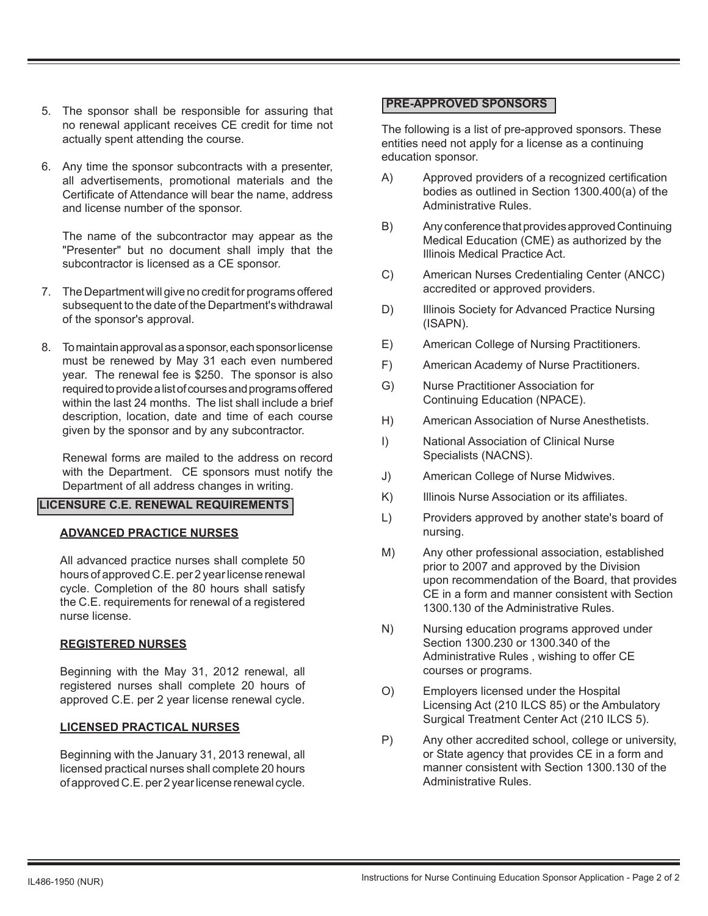5. The sponsor shall be responsible for assuring that no renewal applicant receives CE credit for time not actually spent attending the course.

6. Any time the sponsor subcontracts with a presenter, all advertisements, promotional materials and the Certificate of Attendance will bear the name, address and license number of the sponsor.

   The name of the subcontractor may appear as the "Presenter" but no document shall imply that the subcontractor is licensed as a CE sponsor.

7. The Department will give no credit for programs offered subsequent to the date of the Department's withdrawal of the sponsor's approval.

8. To maintain approval as a sponsor, each sponsor license must be renewed by May 31 each even numbered year. The renewal fee is $250. The sponsor is also required to provide a list of courses and programs offered within the last 24 months. The list shall include a brief description, location, date and time of each course given by the sponsor and by any subcontractor.

   Renewal forms are mailed to the address on record with the Department. CE sponsors must notify the Department of all address changes in writing.

## LICENSURE C.E. RENEWAL REQUIREMENTS

### ADVANCED PRACTICE NURSES

All advanced practice nurses shall complete 50 hours of approved C.E. per 2 year license renewal cycle. Completion of the 80 hours shall satisfy the C.E. requirements for renewal of a registered nurse license.

### REGISTERED NURSES

Beginning with the May 31, 2012 renewal, all registered nurses shall complete 20 hours of approved C.E. per 2 year license renewal cycle.

### LICENSED PRACTICAL NURSES

Beginning with the January 31, 2013 renewal, all licensed practical nurses shall complete 20 hours of approved C.E. per 2 year license renewal cycle.

## PRE-APPROVED SPONSORS

The following is a list of pre-approved sponsors. These entities need not apply for a license as a continuing education sponsor.

A) Approved providers of a recognized certification bodies as outlined in Section 1300.400(a) of the Administrative Rules.

B) Any conference that provides approved Continuing Medical Education (CME) as authorized by the Illinois Medical Practice Act.

C) American Nurses Credentialing Center (ANCC) accredited or approved providers.

D) Illinois Society for Advanced Practice Nursing (ISAPN).

E) American College of Nursing Practitioners.

F) American Academy of Nurse Practitioners.

G) Nurse Practitioner Association for Continuing Education (NPACE).

H) American Association of Nurse Anesthetists.

I) National Association of Clinical Nurse Specialists (NACNS).

J) American College of Nurse Midwives.

K) Illinois Nurse Association or its affiliates.

L) Providers approved by another state's board of nursing.

M) Any other professional association, established prior to 2007 and approved by the Division upon recommendation of the Board, that provides CE in a form and manner consistent with Section 1300.130 of the Administrative Rules.

N) Nursing education programs approved under Section 1300.230 or 1300.340 of the Administrative Rules , wishing to offer CE courses or programs.

O) Employers licensed under the Hospital Licensing Act (210 ILCS 85) or the Ambulatory Surgical Treatment Center Act (210 ILCS 5).

P) Any other accredited school, college or university, or State agency that provides CE in a form and manner consistent with Section 1300.130 of the Administrative Rules.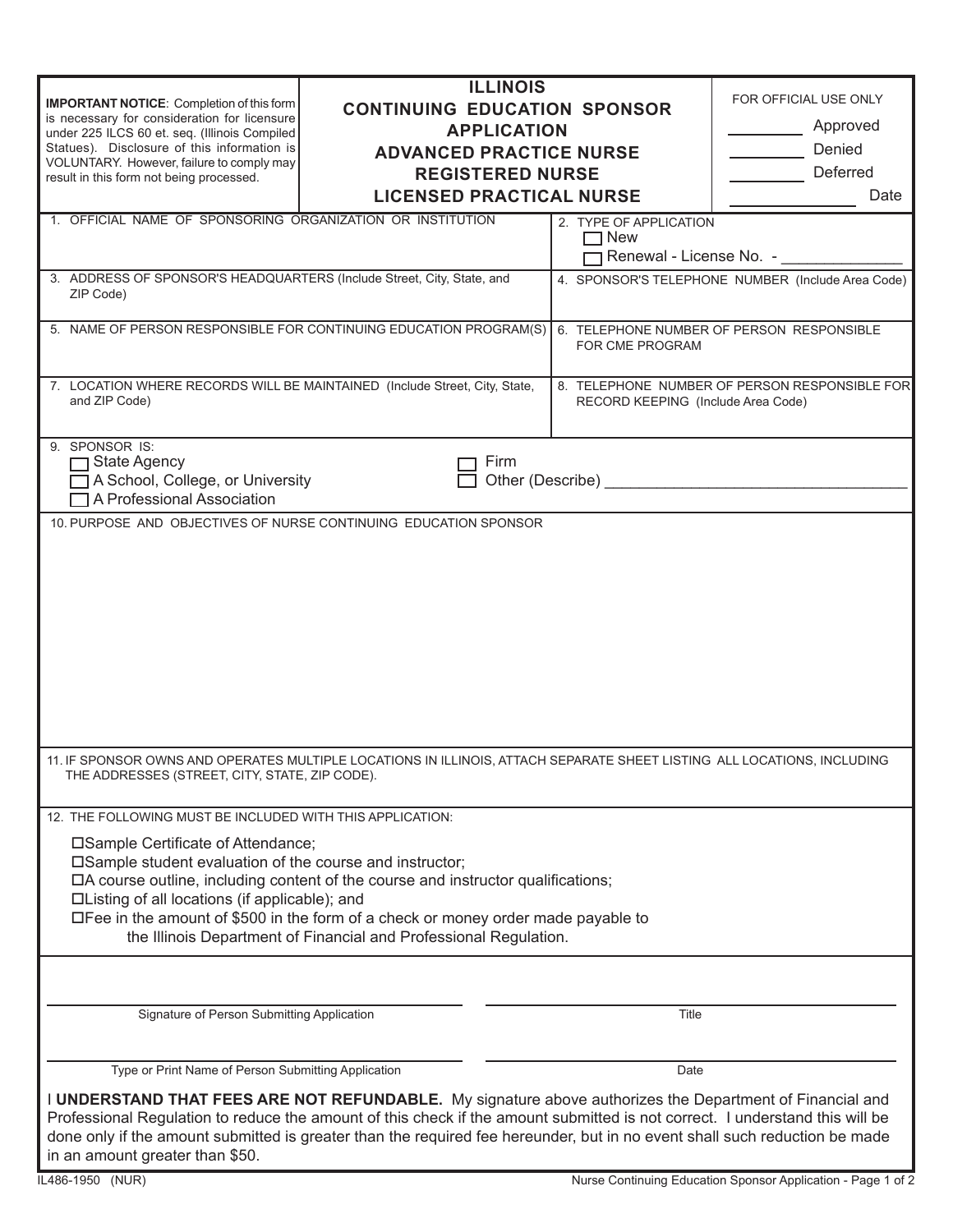**IMPORTANT NOTICE**: Completion of this form is necessary for consideration for licensure under 225 ILCS 60 et. seq. (Illinois Compiled Statues). Disclosure of this information is VOLUNTARY. However, failure to comply may result in this form not being processed.

# ILLINOIS CONTINUING EDUCATION SPONSOR APPLICATION
## ADVANCED PRACTICE NURSE
## REGISTERED NURSE
## LICENSED PRACTICAL NURSE

FOR OFFICIAL USE ONLY

_________ Approved

_________ Denied

_________ Deferred

_______________ Date

1. OFFICIAL NAME OF SPONSORING ORGANIZATION OR INSTITUTION

2. TYPE OF APPLICATION
   - ☐ New
   - ☐ Renewal - License No. - _____________

3. ADDRESS OF SPONSOR'S HEADQUARTERS (Include Street, City, State, and ZIP Code)

4. SPONSOR'S TELEPHONE NUMBER (Include Area Code)

5. NAME OF PERSON RESPONSIBLE FOR CONTINUING EDUCATION PROGRAM(S)

6. TELEPHONE NUMBER OF PERSON RESPONSIBLE FOR CME PROGRAM

7. LOCATION WHERE RECORDS WILL BE MAINTAINED (Include Street, City, State, and ZIP Code)

8. TELEPHONE NUMBER OF PERSON RESPONSIBLE FOR RECORD KEEPING (Include Area Code)

9. SPONSOR IS:
   - ☐ State Agency
   - ☐ A School, College, or University
   - ☐ A Professional Association
   - ☐ Firm
   - ☐ Other (Describe) ___________________________________

10. PURPOSE AND OBJECTIVES OF NURSE CONTINUING EDUCATION SPONSOR

11. IF SPONSOR OWNS AND OPERATES MULTIPLE LOCATIONS IN ILLINOIS, ATTACH SEPARATE SHEET LISTING ALL LOCATIONS, INCLUDING THE ADDRESSES (STREET, CITY, STATE, ZIP CODE).

12. THE FOLLOWING MUST BE INCLUDED WITH THIS APPLICATION:
   - ☐Sample Certificate of Attendance;
   - ☐Sample student evaluation of the course and instructor;
   - ☐A course outline, including content of the course and instructor qualifications;
   - ☐Listing of all locations (if applicable); and
   - ☐Fee in the amount of $500 in the form of a check or money order made payable to the Illinois Department of Financial and Professional Regulation.

_______________________________ Signature of Person Submitting Application

_______________________________ Title

_______________________________ Type or Print Name of Person Submitting Application

_______________________________ Date

I **UNDERSTAND THAT FEES ARE NOT REFUNDABLE.** My signature above authorizes the Department of Financial and Professional Regulation to reduce the amount of this check if the amount submitted is not correct. I understand this will be done only if the amount submitted is greater than the required fee hereunder, but in no event shall such reduction be made in an amount greater than $50.

IL486-1950 (NUR)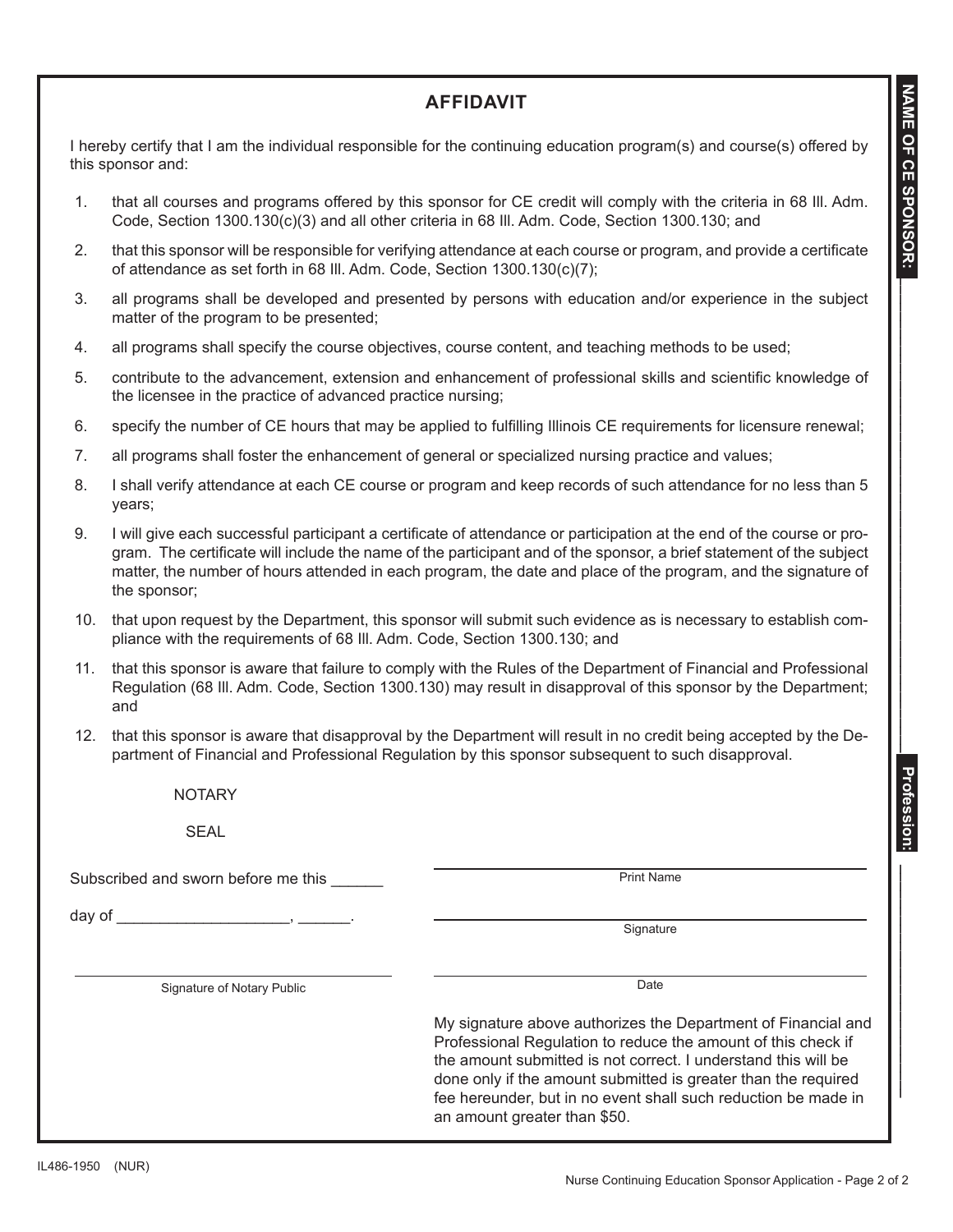## AFFIDAVIT

I hereby certify that I am the individual responsible for the continuing education program(s) and course(s) offered by this sponsor and:

1. that all courses and programs offered by this sponsor for CE credit will comply with the criteria in 68 Ill. Adm. Code, Section 1300.130(c)(3) and all other criteria in 68 Ill. Adm. Code, Section 1300.130; and
2. that this sponsor will be responsible for verifying attendance at each course or program, and provide a certificate of attendance as set forth in 68 Ill. Adm. Code, Section 1300.130(c)(7);
3. all programs shall be developed and presented by persons with education and/or experience in the subject matter of the program to be presented;
4. all programs shall specify the course objectives, course content, and teaching methods to be used;
5. contribute to the advancement, extension and enhancement of professional skills and scientific knowledge of the licensee in the practice of advanced practice nursing;
6. specify the number of CE hours that may be applied to fulfilling Illinois CE requirements for licensure renewal;
7. all programs shall foster the enhancement of general or specialized nursing practice and values;
8. I shall verify attendance at each CE course or program and keep records of such attendance for no less than 5 years;
9. I will give each successful participant a certificate of attendance or participation at the end of the course or program. The certificate will include the name of the participant and of the sponsor, a brief statement of the subject matter, the number of hours attended in each program, the date and place of the program, and the signature of the sponsor;
10. that upon request by the Department, this sponsor will submit such evidence as is necessary to establish compliance with the requirements of 68 Ill. Adm. Code, Section 1300.130; and
11. that this sponsor is aware that failure to comply with the Rules of the Department of Financial and Professional Regulation (68 Ill. Adm. Code, Section 1300.130) may result in disapproval of this sponsor by the Department; and
12. that this sponsor is aware that disapproval by the Department will result in no credit being accepted by the Department of Financial and Professional Regulation by this sponsor subsequent to such disapproval.

NOTARY

SEAL

Subscribed and sworn before me this ______

day of ____________________, ______.

______________________________
Signature of Notary Public

______________________________
Print Name

______________________________
Signature

______________________________
Date

My signature above authorizes the Department of Financial and Professional Regulation to reduce the amount of this check if the amount submitted is not correct. I understand this will be done only if the amount submitted is greater than the required fee hereunder, but in no event shall such reduction be made in an amount greater than $50.

**NAME OF CE SPONSOR:** ______________________________

**Profession:** ______________________________

IL486-1950 (NUR)

Nurse Continuing Education Sponsor Application